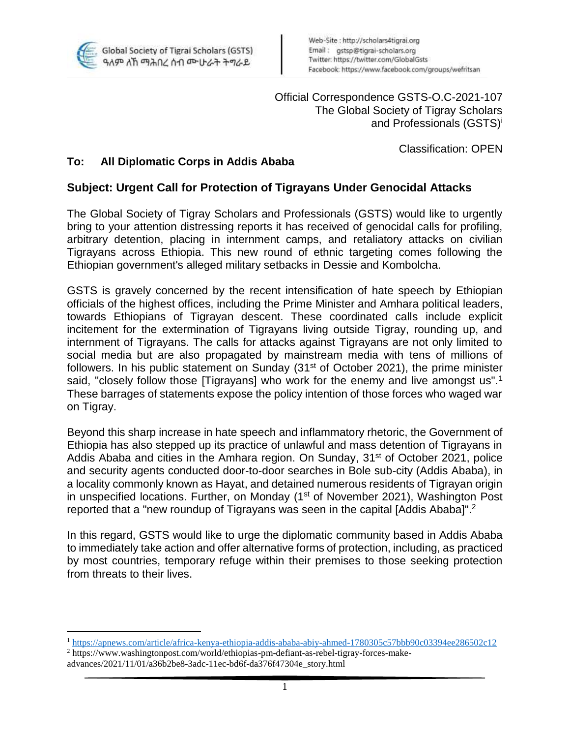Global Society of Tigrai Scholars (GSTS)
ዓለም ለኸ ማሕበረ ሰብ ምሁራት ትግራይ

Web-Site : http://scholars4tigrai.org
Email : gstsp@tigrai-scholars.org
Twitter: https://twitter.com/GlobalGsts
Facebook: https://www.facebook.com/groups/wefritsan

Official Correspondence GSTS-O.C-2021-107
The Global Society of Tigray Scholars
and Professionals (GSTS)[i]

Classification: OPEN

**To: All Diplomatic Corps in Addis Ababa**

**Subject: Urgent Call for Protection of Tigrayans Under Genocidal Attacks**

The Global Society of Tigray Scholars and Professionals (GSTS) would like to urgently bring to your attention distressing reports it has received of genocidal calls for profiling, arbitrary detention, placing in internment camps, and retaliatory attacks on civilian Tigrayans across Ethiopia. This new round of ethnic targeting comes following the Ethiopian government's alleged military setbacks in Dessie and Kombolcha.

GSTS is gravely concerned by the recent intensification of hate speech by Ethiopian officials of the highest offices, including the Prime Minister and Amhara political leaders, towards Ethiopians of Tigrayan descent. These coordinated calls include explicit incitement for the extermination of Tigrayans living outside Tigray, rounding up, and internment of Tigrayans. The calls for attacks against Tigrayans are not only limited to social media but are also propagated by mainstream media with tens of millions of followers. In his public statement on Sunday (31st of October 2021), the prime minister said, "closely follow those [Tigrayans] who work for the enemy and live amongst us".[1] These barrages of statements expose the policy intention of those forces who waged war on Tigray.

Beyond this sharp increase in hate speech and inflammatory rhetoric, the Government of Ethiopia has also stepped up its practice of unlawful and mass detention of Tigrayans in Addis Ababa and cities in the Amhara region. On Sunday, 31st of October 2021, police and security agents conducted door-to-door searches in Bole sub-city (Addis Ababa), in a locality commonly known as Hayat, and detained numerous residents of Tigrayan origin in unspecified locations. Further, on Monday (1st of November 2021), Washington Post reported that a "new roundup of Tigrayans was seen in the capital [Addis Ababa]".[2]

In this regard, GSTS would like to urge the diplomatic community based in Addis Ababa to immediately take action and offer alternative forms of protection, including, as practiced by most countries, temporary refuge within their premises to those seeking protection from threats to their lives.

---

[1] https://apnews.com/article/africa-kenya-ethiopia-addis-ababa-abiy-ahmed-1780305c57bbb90c03394ee286502c12

[2] https://www.washingtonpost.com/world/ethiopias-pm-defiant-as-rebel-tigray-forces-make-advances/2021/11/01/a36b2be8-3adc-11ec-bd6f-da376f47304e_story.html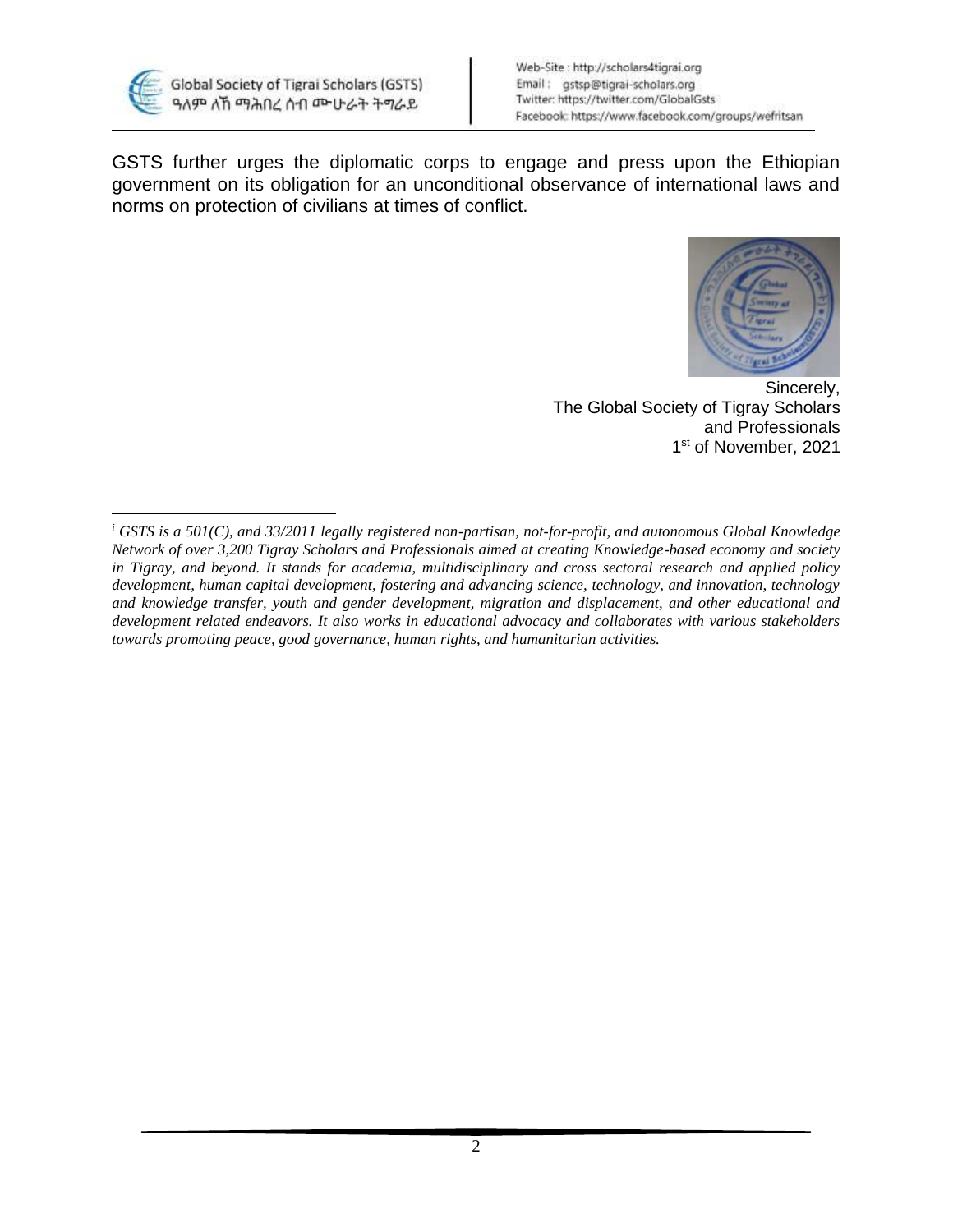GSTS further urges the diplomatic corps to engage and press upon the Ethiopian government on its obligation for an unconditional observance of international laws and norms on protection of civilians at times of conflict.

Sincerely,
The Global Society of Tigray Scholars and Professionals
1st of November, 2021

---

[i] *GSTS is a 501(C), and 33/2011 legally registered non-partisan, not-for-profit, and autonomous Global Knowledge Network of over 3,200 Tigray Scholars and Professionals aimed at creating Knowledge-based economy and society in Tigray, and beyond. It stands for academia, multidisciplinary and cross sectoral research and applied policy development, human capital development, fostering and advancing science, technology, and innovation, technology and knowledge transfer, youth and gender development, migration and displacement, and other educational and development related endeavors. It also works in educational advocacy and collaborates with various stakeholders towards promoting peace, good governance, human rights, and humanitarian activities.*